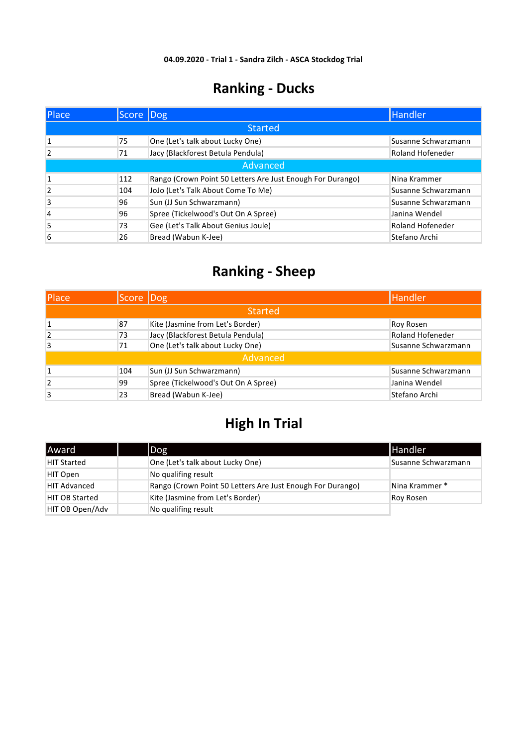**04.09.2020 - Trial 1 - Sandra Zilch - ASCA Stockdog Trial**

# Ranking - Ducks

| Place | Score | Dog | Handler |
|---|---|---|---|
| Started | | | |
| 1 | 75 | One (Let's talk about Lucky One) | Susanne Schwarzmann |
| 2 | 71 | Jacy (Blackforest Betula Pendula) | Roland Hofeneder |
| Advanced | | | |
| 1 | 112 | Rango (Crown Point 50 Letters Are Just Enough For Durango) | Nina Krammer |
| 2 | 104 | JoJo (Let's Talk About Come To Me) | Susanne Schwarzmann |
| 3 | 96 | Sun (JJ Sun Schwarzmann) | Susanne Schwarzmann |
| 4 | 96 | Spree (Tickelwood's Out On A Spree) | Janina Wendel |
| 5 | 73 | Gee (Let's Talk About Genius Joule) | Roland Hofeneder |
| 6 | 26 | Bread (Wabun K-Jee) | Stefano Archi |

# Ranking - Sheep

| Place | Score | Dog | Handler |
|---|---|---|---|
| Started | | | |
| 1 | 87 | Kite (Jasmine from Let's Border) | Roy Rosen |
| 2 | 73 | Jacy (Blackforest Betula Pendula) | Roland Hofeneder |
| 3 | 71 | One (Let's talk about Lucky One) | Susanne Schwarzmann |
| Advanced | | | |
| 1 | 104 | Sun (JJ Sun Schwarzmann) | Susanne Schwarzmann |
| 2 | 99 | Spree (Tickelwood's Out On A Spree) | Janina Wendel |
| 3 | 23 | Bread (Wabun K-Jee) | Stefano Archi |

# High In Trial

| Award | | Dog | Handler |
|---|---|---|---|
| HIT Started | | One (Let's talk about Lucky One) | Susanne Schwarzmann |
| HIT Open | | No qualifing result | |
| HIT Advanced | | Rango (Crown Point 50 Letters Are Just Enough For Durango) | Nina Krammer * |
| HIT OB Started | | Kite (Jasmine from Let's Border) | Roy Rosen |
| HIT OB Open/Adv | | No qualifing result | |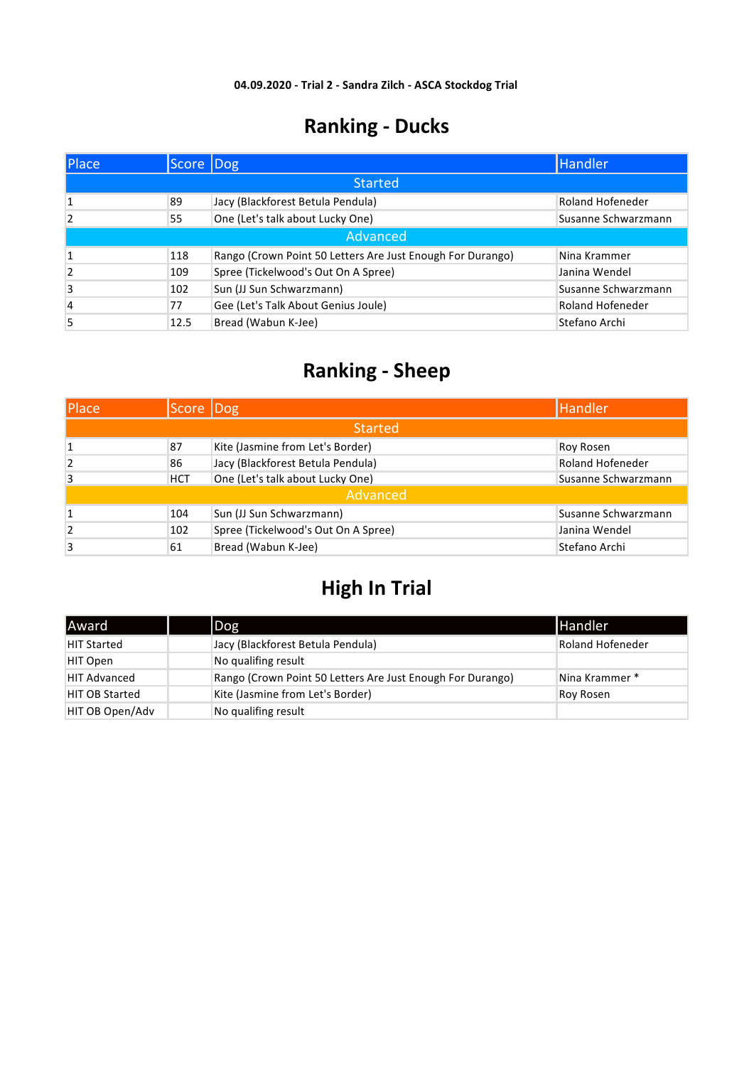**04.09.2020 - Trial 2 - Sandra Zilch - ASCA Stockdog Trial**

# Ranking - Ducks

| Place | Score | Dog | Handler |
|---|---|---|---|
| Started | | | |
| 1 | 89 | Jacy (Blackforest Betula Pendula) | Roland Hofeneder |
| 2 | 55 | One (Let's talk about Lucky One) | Susanne Schwarzmann |
| Advanced | | | |
| 1 | 118 | Rango (Crown Point 50 Letters Are Just Enough For Durango) | Nina Krammer |
| 2 | 109 | Spree (Tickelwood's Out On A Spree) | Janina Wendel |
| 3 | 102 | Sun (JJ Sun Schwarzmann) | Susanne Schwarzmann |
| 4 | 77 | Gee (Let's Talk About Genius Joule) | Roland Hofeneder |
| 5 | 12.5 | Bread (Wabun K-Jee) | Stefano Archi |

# Ranking - Sheep

| Place | Score | Dog | Handler |
|---|---|---|---|
| Started | | | |
| 1 | 87 | Kite (Jasmine from Let's Border) | Roy Rosen |
| 2 | 86 | Jacy (Blackforest Betula Pendula) | Roland Hofeneder |
| 3 | HCT | One (Let's talk about Lucky One) | Susanne Schwarzmann |
| Advanced | | | |
| 1 | 104 | Sun (JJ Sun Schwarzmann) | Susanne Schwarzmann |
| 2 | 102 | Spree (Tickelwood's Out On A Spree) | Janina Wendel |
| 3 | 61 | Bread (Wabun K-Jee) | Stefano Archi |

# High In Trial

| Award | | Dog | Handler |
|---|---|---|---|
| HIT Started | | Jacy (Blackforest Betula Pendula) | Roland Hofeneder |
| HIT Open | | No qualifing result | |
| HIT Advanced | | Rango (Crown Point 50 Letters Are Just Enough For Durango) | Nina Krammer * |
| HIT OB Started | | Kite (Jasmine from Let's Border) | Roy Rosen |
| HIT OB Open/Adv | | No qualifing result | |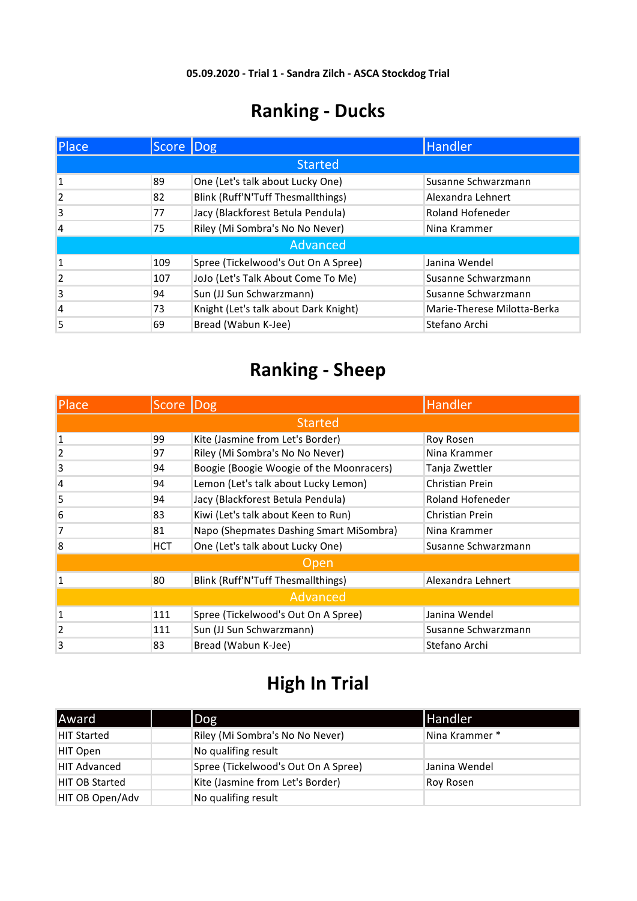**05.09.2020 - Trial 1 - Sandra Zilch - ASCA Stockdog Trial**

# Ranking - Ducks

| Place | Score | Dog | Handler |
|---|---|---|---|
| Started | | | |
| 1 | 89 | One (Let's talk about Lucky One) | Susanne Schwarzmann |
| 2 | 82 | Blink (Ruff'N'Tuff Thesmallthings) | Alexandra Lehnert |
| 3 | 77 | Jacy (Blackforest Betula Pendula) | Roland Hofeneder |
| 4 | 75 | Riley (Mi Sombra's No No Never) | Nina Krammer |
| Advanced | | | |
| 1 | 109 | Spree (Tickelwood's Out On A Spree) | Janina Wendel |
| 2 | 107 | JoJo (Let's Talk About Come To Me) | Susanne Schwarzmann |
| 3 | 94 | Sun (JJ Sun Schwarzmann) | Susanne Schwarzmann |
| 4 | 73 | Knight (Let's talk about Dark Knight) | Marie-Therese Milotta-Berka |
| 5 | 69 | Bread (Wabun K-Jee) | Stefano Archi |

# Ranking - Sheep

| Place | Score | Dog | Handler |
|---|---|---|---|
| Started | | | |
| 1 | 99 | Kite (Jasmine from Let's Border) | Roy Rosen |
| 2 | 97 | Riley (Mi Sombra's No No Never) | Nina Krammer |
| 3 | 94 | Boogie (Boogie Woogie of the Moonracers) | Tanja Zwettler |
| 4 | 94 | Lemon (Let's talk about Lucky Lemon) | Christian Prein |
| 5 | 94 | Jacy (Blackforest Betula Pendula) | Roland Hofeneder |
| 6 | 83 | Kiwi (Let's talk about Keen to Run) | Christian Prein |
| 7 | 81 | Napo (Shepmates Dashing Smart MiSombra) | Nina Krammer |
| 8 | HCT | One (Let's talk about Lucky One) | Susanne Schwarzmann |
| Open | | | |
| 1 | 80 | Blink (Ruff'N'Tuff Thesmallthings) | Alexandra Lehnert |
| Advanced | | | |
| 1 | 111 | Spree (Tickelwood's Out On A Spree) | Janina Wendel |
| 2 | 111 | Sun (JJ Sun Schwarzmann) | Susanne Schwarzmann |
| 3 | 83 | Bread (Wabun K-Jee) | Stefano Archi |

# High In Trial

| Award | | Dog | Handler |
|---|---|---|---|
| HIT Started | | Riley (Mi Sombra's No No Never) | Nina Krammer * |
| HIT Open | | No qualifing result | |
| HIT Advanced | | Spree (Tickelwood's Out On A Spree) | Janina Wendel |
| HIT OB Started | | Kite (Jasmine from Let's Border) | Roy Rosen |
| HIT OB Open/Adv | | No qualifing result | |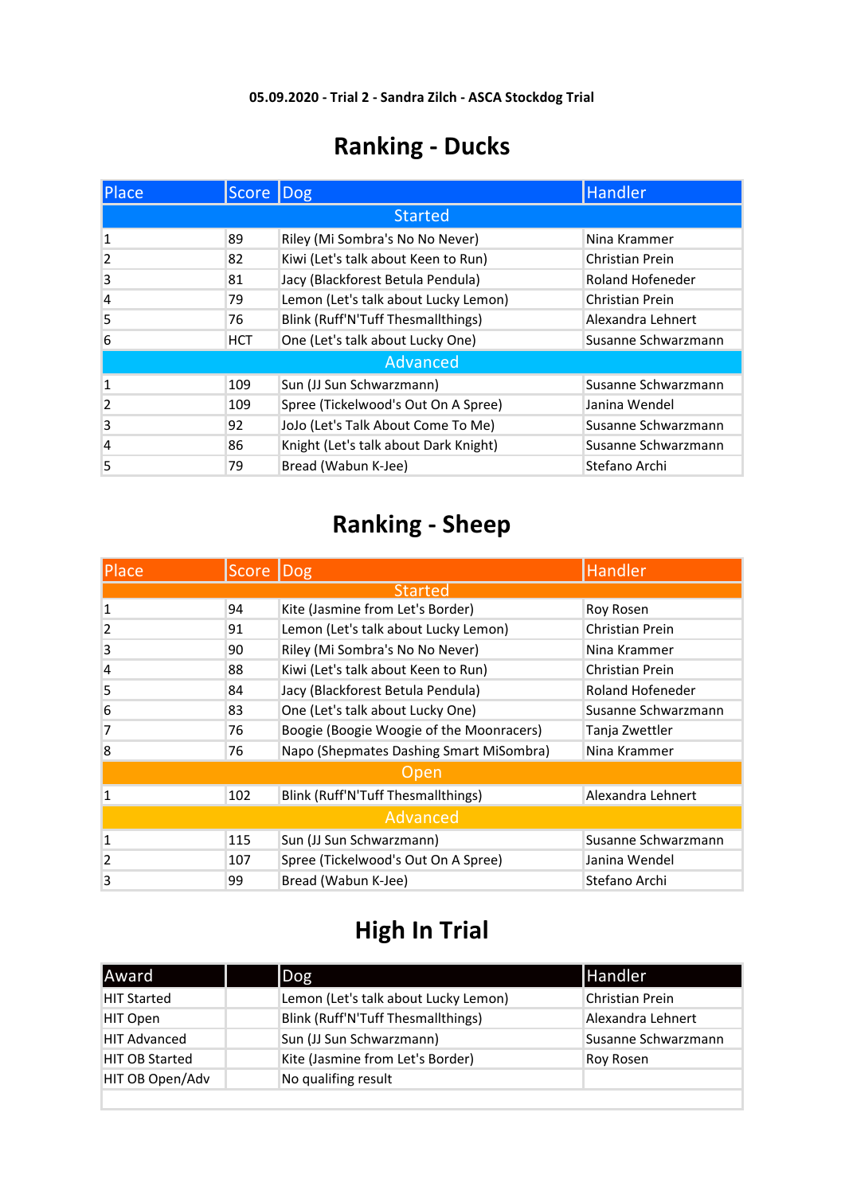**05.09.2020 - Trial 2 - Sandra Zilch - ASCA Stockdog Trial**

# Ranking - Ducks

| Place | Score | Dog | Handler |
|---|---|---|---|
| Started | | | |
| 1 | 89 | Riley (Mi Sombra's No No Never) | Nina Krammer |
| 2 | 82 | Kiwi (Let's talk about Keen to Run) | Christian Prein |
| 3 | 81 | Jacy (Blackforest Betula Pendula) | Roland Hofeneder |
| 4 | 79 | Lemon (Let's talk about Lucky Lemon) | Christian Prein |
| 5 | 76 | Blink (Ruff'N'Tuff Thesmallthings) | Alexandra Lehnert |
| 6 | HCT | One (Let's talk about Lucky One) | Susanne Schwarzmann |
| Advanced | | | |
| 1 | 109 | Sun (JJ Sun Schwarzmann) | Susanne Schwarzmann |
| 2 | 109 | Spree (Tickelwood's Out On A Spree) | Janina Wendel |
| 3 | 92 | JoJo (Let's Talk About Come To Me) | Susanne Schwarzmann |
| 4 | 86 | Knight (Let's talk about Dark Knight) | Susanne Schwarzmann |
| 5 | 79 | Bread (Wabun K-Jee) | Stefano Archi |

# Ranking - Sheep

| Place | Score | Dog | Handler |
|---|---|---|---|
| Started | | | |
| 1 | 94 | Kite (Jasmine from Let's Border) | Roy Rosen |
| 2 | 91 | Lemon (Let's talk about Lucky Lemon) | Christian Prein |
| 3 | 90 | Riley (Mi Sombra's No No Never) | Nina Krammer |
| 4 | 88 | Kiwi (Let's talk about Keen to Run) | Christian Prein |
| 5 | 84 | Jacy (Blackforest Betula Pendula) | Roland Hofeneder |
| 6 | 83 | One (Let's talk about Lucky One) | Susanne Schwarzmann |
| 7 | 76 | Boogie (Boogie Woogie of the Moonracers) | Tanja Zwettler |
| 8 | 76 | Napo (Shepmates Dashing Smart MiSombra) | Nina Krammer |
| Open | | | |
| 1 | 102 | Blink (Ruff'N'Tuff Thesmallthings) | Alexandra Lehnert |
| Advanced | | | |
| 1 | 115 | Sun (JJ Sun Schwarzmann) | Susanne Schwarzmann |
| 2 | 107 | Spree (Tickelwood's Out On A Spree) | Janina Wendel |
| 3 | 99 | Bread (Wabun K-Jee) | Stefano Archi |

# High In Trial

| Award | | Dog | Handler |
|---|---|---|---|
| HIT Started | | Lemon (Let's talk about Lucky Lemon) | Christian Prein |
| HIT Open | | Blink (Ruff'N'Tuff Thesmallthings) | Alexandra Lehnert |
| HIT Advanced | | Sun (JJ Sun Schwarzmann) | Susanne Schwarzmann |
| HIT OB Started | | Kite (Jasmine from Let's Border) | Roy Rosen |
| HIT OB Open/Adv | | No qualifing result | |